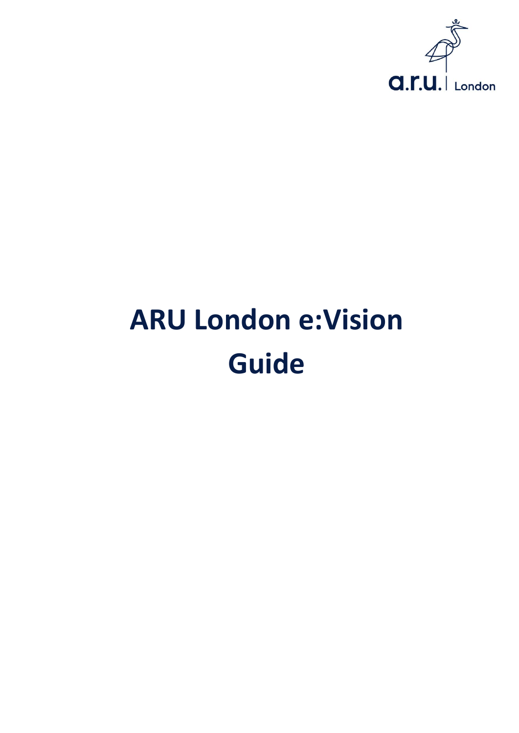# ARU London e:Vision Guide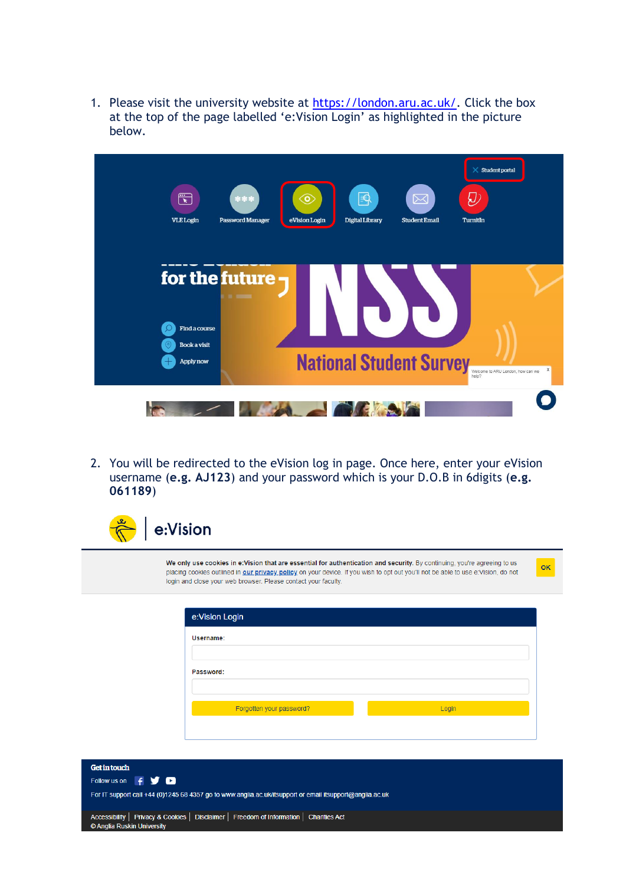1. Please visit the university website at https://london.aru.ac.uk/. Click the box at the top of the page labelled 'e:Vision Login' as highlighted in the picture below.

2. You will be redirected to the eVision log in page. Once here, enter your eVision username (**e.g. AJ123**) and your password which is your D.O.B in 6digits (**e.g. 061189**)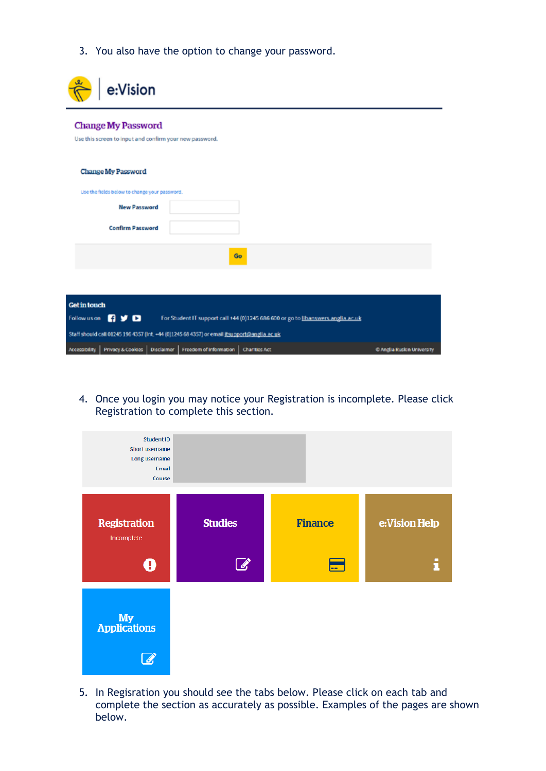3. You also have the option to change your password.

e:Vision

**Change My Password**

Use this screen to input and confirm your new password.

**Change My Password**

Use the fields below to change your password.

**New Password**

**Confirm Password**

Go

**Get in touch**

Follow us on

For Student IT support call +44 (0)1245 686 600 or go to libanswers.anglia.ac.uk

Staff should call 01245 196 4357 (Int. +44 (0)1245 68 4357) or email itsupport@anglia.ac.uk

Accessibility | Privacy & Cookies | Disclaimer | Freedom of Information | Charities Act

© Anglia Ruskin University

4. Once you login you may notice your Registration is incomplete. Please click Registration to complete this section.

Student ID
Short username
Long username
Email
Course

**Registration**
Incomplete

**Studies**

**Finance**

**e:Vision Help**

**My Applications**

5. In Regisration you should see the tabs below. Please click on each tab and complete the section as accurately as possible. Examples of the pages are shown below.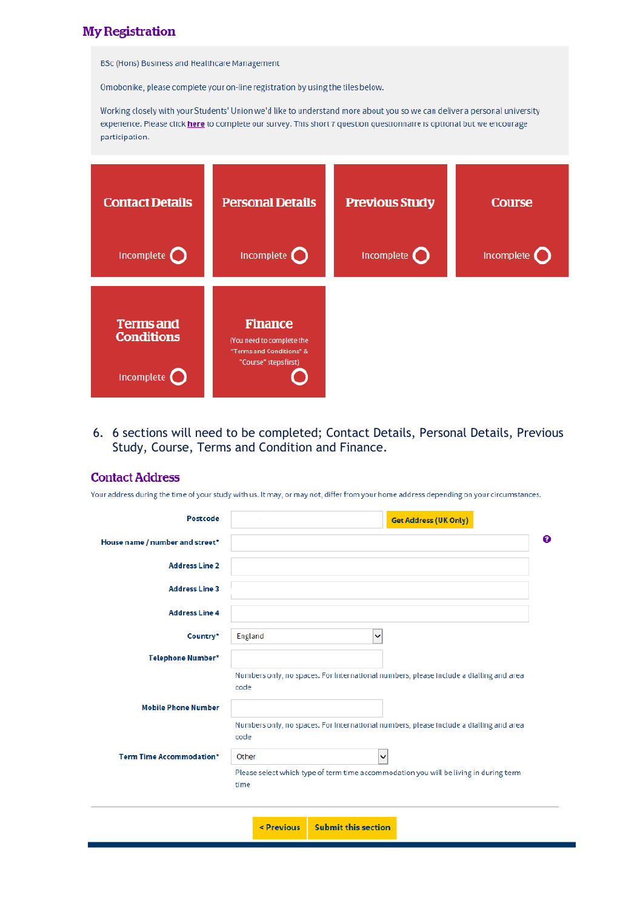## My Registration

BSc (Hons) Business and Healthcare Management

Omobonike, please complete your on-line registration by using the tiles below.

Working closely with your Students' Union we'd like to understand more about you so we can deliver a personal university experience. Please click **here** to complete our survey. This short 7 question questionnaire is optional but we encourage participation.

**Contact Details**
Incomplete

**Personal Details**
Incomplete

**Previous Study**
Incomplete

**Course**
Incomplete

**Terms and Conditions**
Incomplete

**Finance**
(You need to complete the "Terms and Conditions" & "Course" steps first)

6. 6 sections will need to be completed; Contact Details, Personal Details, Previous Study, Course, Terms and Condition and Finance.

## Contact Address

Your address during the time of your study with us. It may, or may not, differ from your home address depending on your circumstances.

**Postcode** [ ] **Get Address (UK Only)**

**House name / number and street*** [ ]

**Address Line 2** [ ]

**Address Line 3** [ ]

**Address Line 4** [ ]

**Country*** England

**Telephone Number*** [ ]
Numbers only, no spaces. For international numbers, please include a dialling and area code

**Mobile Phone Number** [ ]
Numbers only, no spaces. For international numbers, please include a dialling and area code

**Term Time Accommodation*** Other
Please select which type of term time accommodation you will be living in during term time

**< Previous** **Submit this section**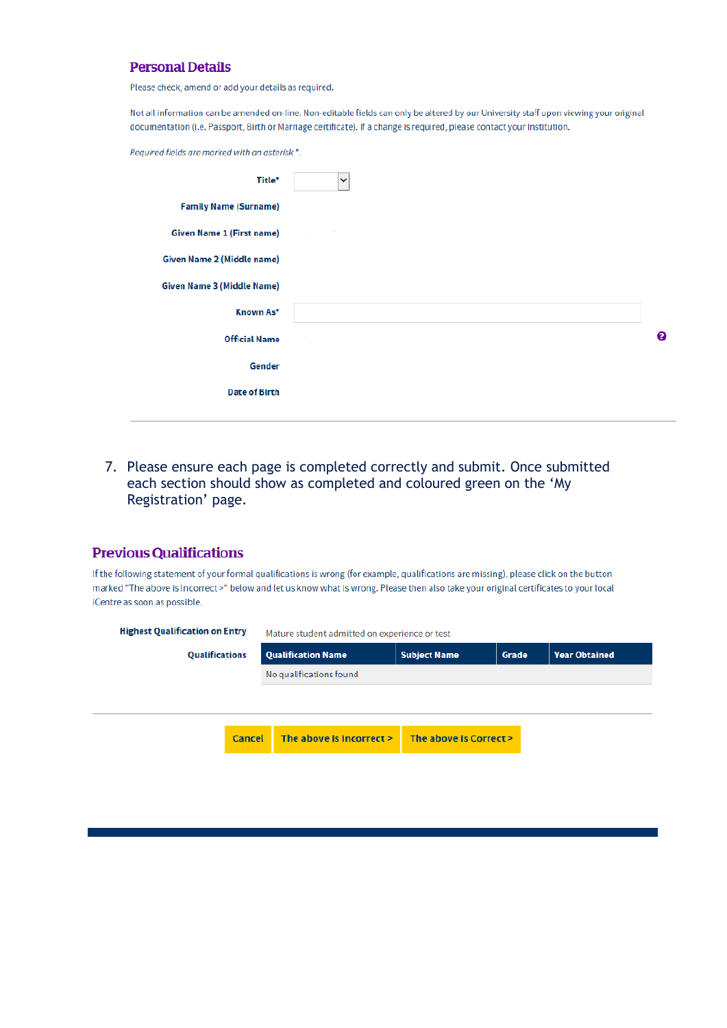## Personal Details

Please check, amend or add your details as required.

Not all information can be amended on-line. Non-editable fields can only be altered by our University staff upon viewing your original documentation (i.e. Passport, Birth or Marriage certificate). If a change is required, please contact your Institution.

*Required fields are marked with an asterisk \*.*

| | |
|---|---|
| **Title*** | |
| **Family Name (Surname)** | |
| **Given Name 1 (First name)** | |
| **Given Name 2 (Middle name)** | |
| **Given Name 3 (Middle Name)** | |
| **Known As*** | |
| **Official Name** | |
| **Gender** | |
| **Date of Birth** | |

7. Please ensure each page is completed correctly and submit. Once submitted each section should show as completed and coloured green on the 'My Registration' page.

## Previous Qualifications

If the following statement of your formal qualifications is wrong (for example, qualifications are missing), please click on the button marked "The above is incorrect >" below and let us know what is wrong. Please then also take your original certificates to your local iCentre as soon as possible.

**Highest Qualification on Entry** Mature student admitted on experience or test

**Qualifications**

| Qualification Name | Subject Name | Grade | Year Obtained |
|---|---|---|---|
| No qualifications found | | | |

Cancel | The above is incorrect > | The above is correct >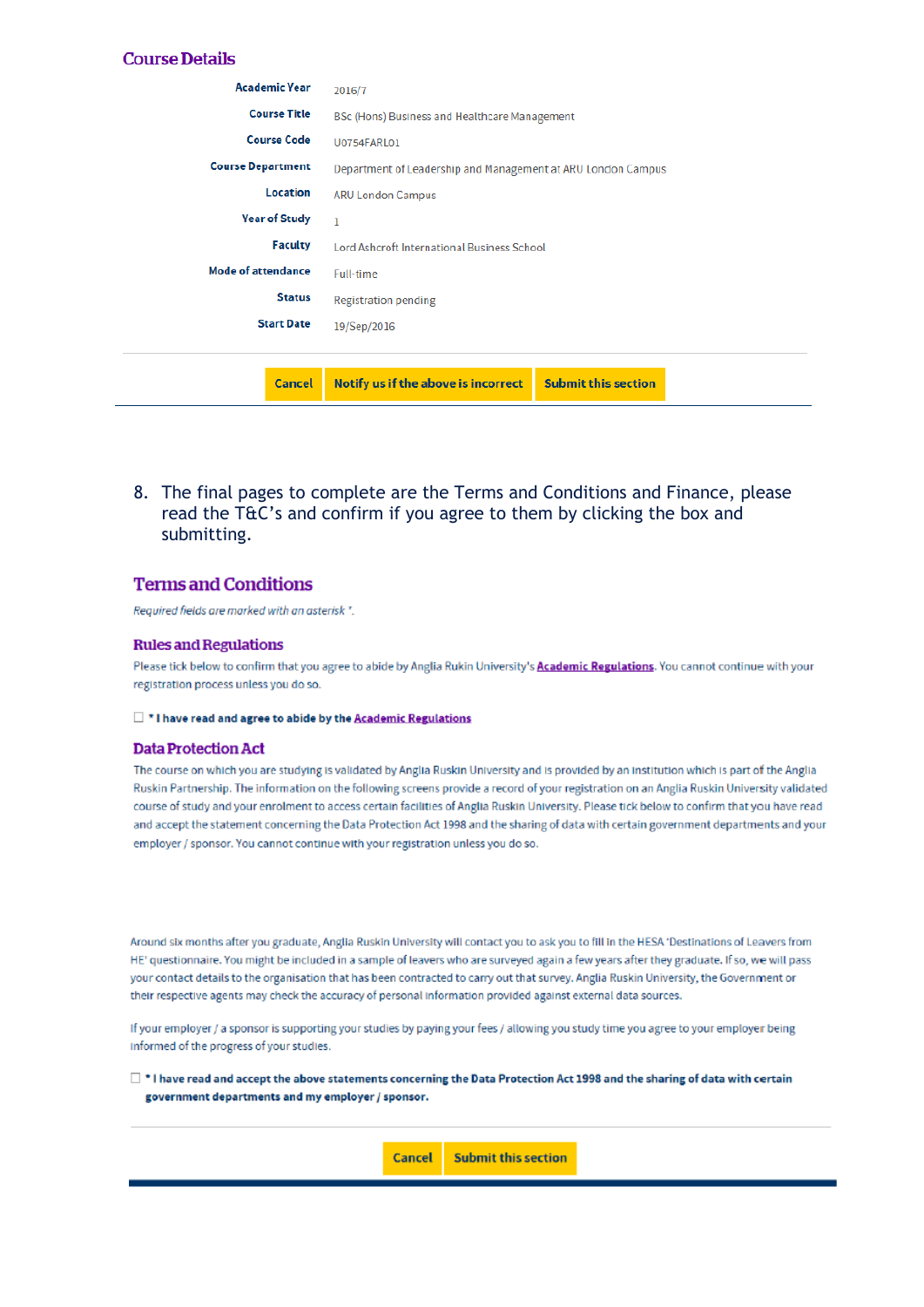## Course Details

| | |
|---|---|
| **Academic Year** | 2016/7 |
| **Course Title** | BSc (Hons) Business and Healthcare Management |
| **Course Code** | U0754FARL01 |
| **Course Department** | Department of Leadership and Management at ARU London Campus |
| **Location** | ARU London Campus |
| **Year of Study** | 1 |
| **Faculty** | Lord Ashcroft International Business School |
| **Mode of attendance** | Full-time |
| **Status** | Registration pending |
| **Start Date** | 19/Sep/2016 |

**Cancel** | **Notify us if the above is incorrect** | **Submit this section**

8. The final pages to complete are the Terms and Conditions and Finance, please read the T&C's and confirm if you agree to them by clicking the box and submitting.

## Terms and Conditions

*Required fields are marked with an asterisk \*.*

### Rules and Regulations

Please tick below to confirm that you agree to abide by Anglia Rukin University's **Academic Regulations**. You cannot continue with your registration process unless you do so.

☐ **\* I have read and agree to abide by the Academic Regulations**

### Data Protection Act

The course on which you are studying is validated by Anglia Ruskin University and is provided by an institution which is part of the Anglia Ruskin Partnership. The information on the following screens provide a record of your registration on an Anglia Ruskin University validated course of study and your enrolment to access certain facilities of Anglia Ruskin University. Please tick below to confirm that you have read and accept the statement concerning the Data Protection Act 1998 and the sharing of data with certain government departments and your employer / sponsor. You cannot continue with your registration unless you do so.

Around six months after you graduate, Anglia Ruskin University will contact you to ask you to fill in the HESA 'Destinations of Leavers from HE' questionnaire. You might be included in a sample of leavers who are surveyed again a few years after they graduate. If so, we will pass your contact details to the organisation that has been contracted to carry out that survey. Anglia Ruskin University, the Government or their respective agents may check the accuracy of personal information provided against external data sources.

If your employer / a sponsor is supporting your studies by paying your fees / allowing you study time you agree to your employer being informed of the progress of your studies.

☐ **\* I have read and accept the above statements concerning the Data Protection Act 1998 and the sharing of data with certain government departments and my employer / sponsor.**

**Cancel** | **Submit this section**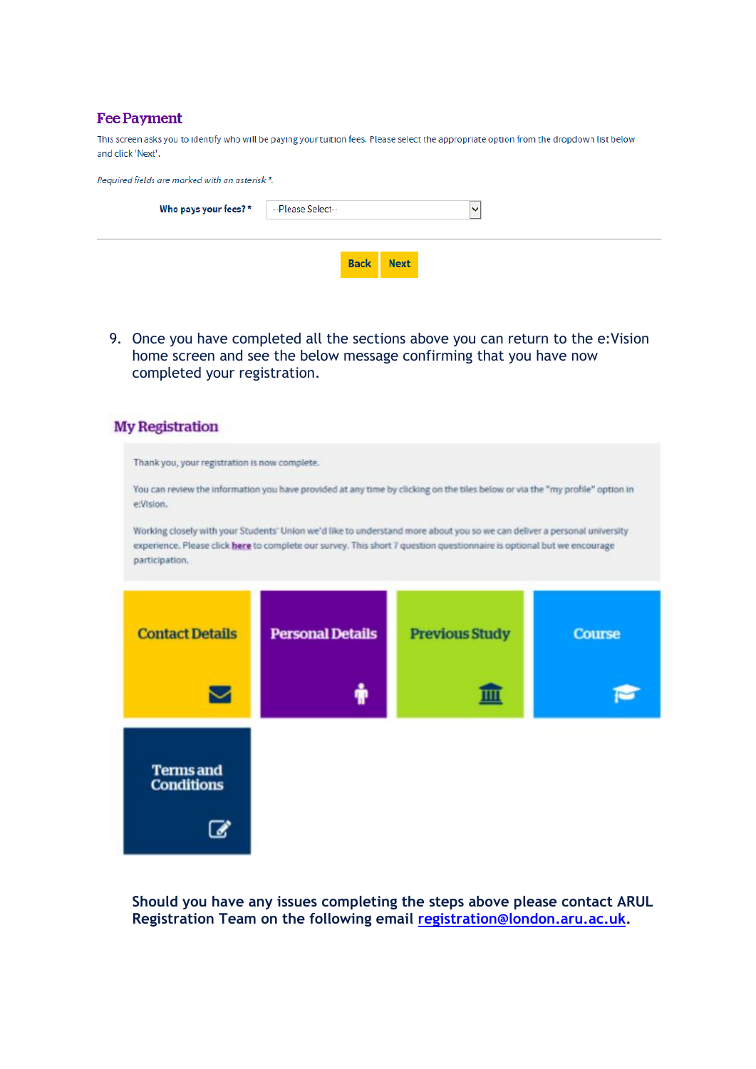## Fee Payment

This screen asks you to identify who will be paying your tuition fees. Please select the appropriate option from the dropdown list below and click 'Next'.

*Required fields are marked with an asterisk \*.*

**Who pays your fees? \*** --Please Select--

**Back** **Next**

9. Once you have completed all the sections above you can return to the e:Vision home screen and see the below message confirming that you have now completed your registration.

## My Registration

Thank you, your registration is now complete.

You can review the information you have provided at any time by clicking on the tiles below or via the "my profile" option in e:Vision.

Working closely with your Students' Union we'd like to understand more about you so we can deliver a personal university experience. Please click **here** to complete our survey. This short 7 question questionnaire is optional but we encourage participation.

Contact Details

Personal Details

Previous Study

Course

Terms and Conditions

**Should you have any issues completing the steps above please contact ARUL Registration Team on the following email registration@london.aru.ac.uk.**